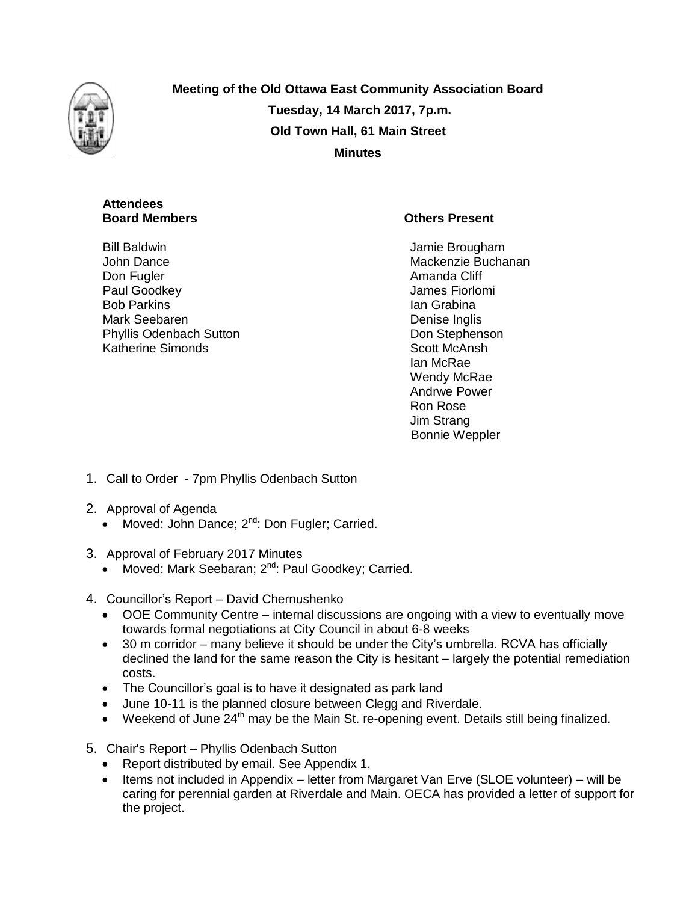**Meeting of the Old Ottawa East Community Association Board**

**Tuesday, 14 March 2017, 7p.m.**

**Old Town Hall, 61 Main Street**

**Minutes**

**Attendees**

| **Board Members** | **Others Present** |
|---|---|
| Bill Baldwin | Jamie Brougham |
| John Dance | Mackenzie Buchanan |
| Don Fugler | Amanda Cliff |
| Paul Goodkey | James Fiorlomi |
| Bob Parkins | Ian Grabina |
| Mark Seebaren | Denise Inglis |
| Phyllis Odenbach Sutton | Don Stephenson |
| Katherine Simonds | Scott McAnsh |
| | Ian McRae |
| | Wendy McRae |
| | Andrwe Power |
| | Ron Rose |
| | Jim Strang |
| | Bonnie Weppler |

1. Call to Order - 7pm Phyllis Odenbach Sutton
2. Approval of Agenda
   - Moved: John Dance; 2nd: Don Fugler; Carried.
3. Approval of February 2017 Minutes
   - Moved: Mark Seebaran; 2nd: Paul Goodkey; Carried.
4. Councillor's Report – David Chernushenko
   - OOE Community Centre – internal discussions are ongoing with a view to eventually move towards formal negotiations at City Council in about 6-8 weeks
   - 30 m corridor – many believe it should be under the City's umbrella. RCVA has officially declined the land for the same reason the City is hesitant – largely the potential remediation costs.
   - The Councillor's goal is to have it designated as park land
   - June 10-11 is the planned closure between Clegg and Riverdale.
   - Weekend of June 24th may be the Main St. re-opening event. Details still being finalized.
5. Chair's Report – Phyllis Odenbach Sutton
   - Report distributed by email. See Appendix 1.
   - Items not included in Appendix – letter from Margaret Van Erve (SLOE volunteer) – will be caring for perennial garden at Riverdale and Main. OECA has provided a letter of support for the project.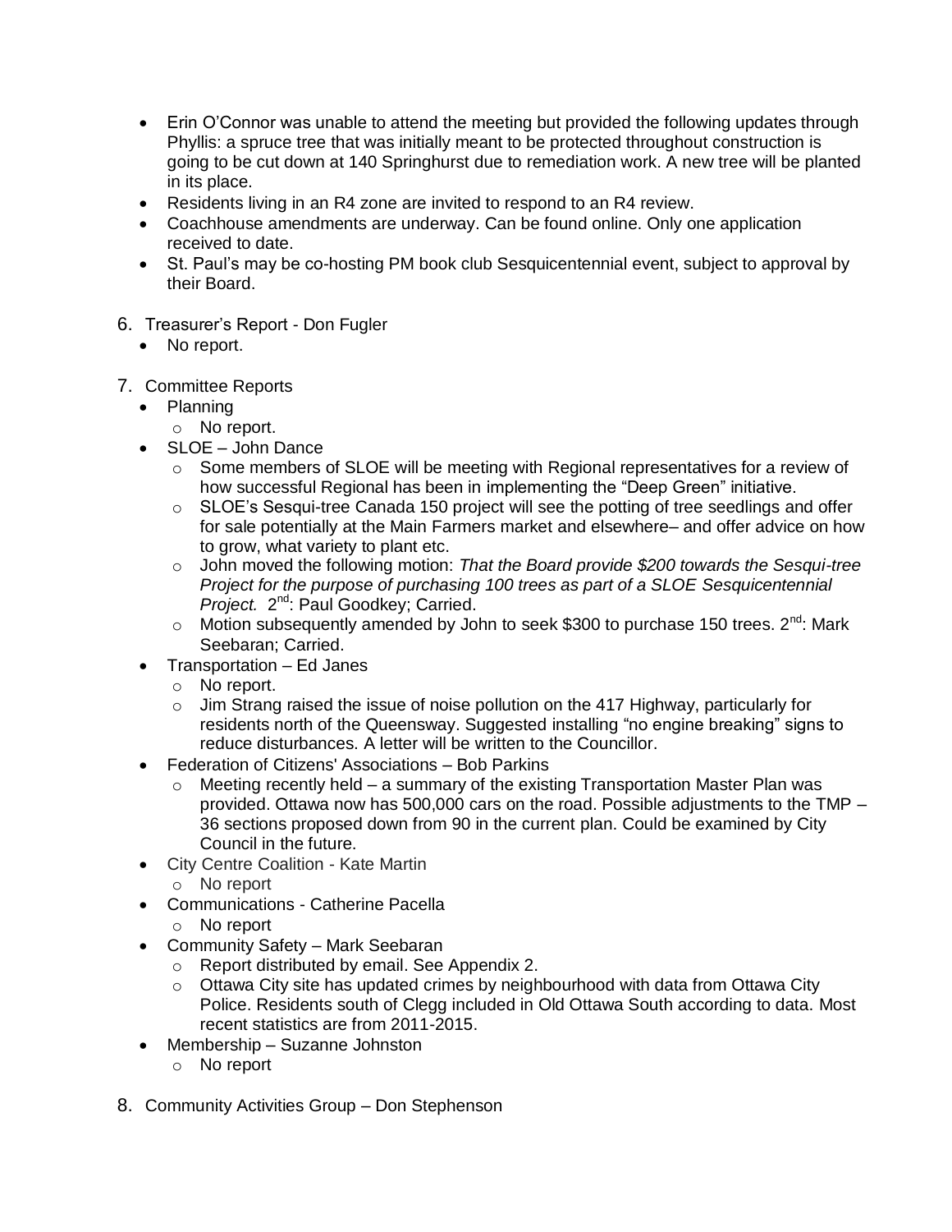- Erin O'Connor was unable to attend the meeting but provided the following updates through Phyllis: a spruce tree that was initially meant to be protected throughout construction is going to be cut down at 140 Springhurst due to remediation work. A new tree will be planted in its place.
- Residents living in an R4 zone are invited to respond to an R4 review.
- Coachhouse amendments are underway. Can be found online. Only one application received to date.
- St. Paul's may be co-hosting PM book club Sesquicentennial event, subject to approval by their Board.

6. Treasurer's Report - Don Fugler
   - No report.

7. Committee Reports
   - Planning
     - No report.
   - SLOE – John Dance
     - Some members of SLOE will be meeting with Regional representatives for a review of how successful Regional has been in implementing the "Deep Green" initiative.
     - SLOE's Sesqui-tree Canada 150 project will see the potting of tree seedlings and offer for sale potentially at the Main Farmers market and elsewhere– and offer advice on how to grow, what variety to plant etc.
     - John moved the following motion: *That the Board provide $200 towards the Sesqui-tree Project for the purpose of purchasing 100 trees as part of a SLOE Sesquicentennial Project.* 2nd: Paul Goodkey; Carried.
     - Motion subsequently amended by John to seek $300 to purchase 150 trees. 2nd: Mark Seebaran; Carried.
   - Transportation – Ed Janes
     - No report.
     - Jim Strang raised the issue of noise pollution on the 417 Highway, particularly for residents north of the Queensway. Suggested installing "no engine breaking" signs to reduce disturbances. A letter will be written to the Councillor.
   - Federation of Citizens' Associations – Bob Parkins
     - Meeting recently held – a summary of the existing Transportation Master Plan was provided. Ottawa now has 500,000 cars on the road. Possible adjustments to the TMP – 36 sections proposed down from 90 in the current plan. Could be examined by City Council in the future.
   - City Centre Coalition - Kate Martin
     - No report
   - Communications - Catherine Pacella
     - No report
   - Community Safety – Mark Seebaran
     - Report distributed by email. See Appendix 2.
     - Ottawa City site has updated crimes by neighbourhood with data from Ottawa City Police. Residents south of Clegg included in Old Ottawa South according to data. Most recent statistics are from 2011-2015.
   - Membership – Suzanne Johnston
     - No report

8. Community Activities Group – Don Stephenson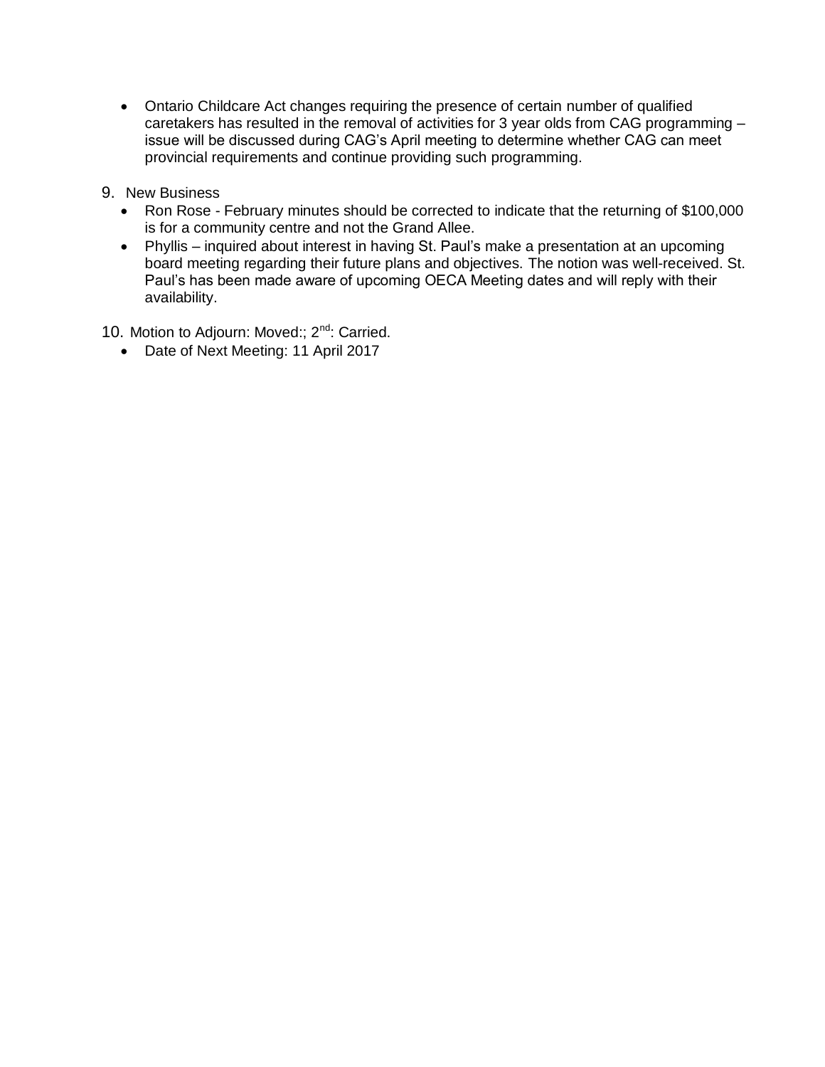- Ontario Childcare Act changes requiring the presence of certain number of qualified caretakers has resulted in the removal of activities for 3 year olds from CAG programming – issue will be discussed during CAG's April meeting to determine whether CAG can meet provincial requirements and continue providing such programming.

9. New Business
   - Ron Rose - February minutes should be corrected to indicate that the returning of $100,000 is for a community centre and not the Grand Allee.
   - Phyllis – inquired about interest in having St. Paul's make a presentation at an upcoming board meeting regarding their future plans and objectives. The notion was well-received. St. Paul's has been made aware of upcoming OECA Meeting dates and will reply with their availability.

10. Motion to Adjourn: Moved:; 2nd: Carried.
    - Date of Next Meeting: 11 April 2017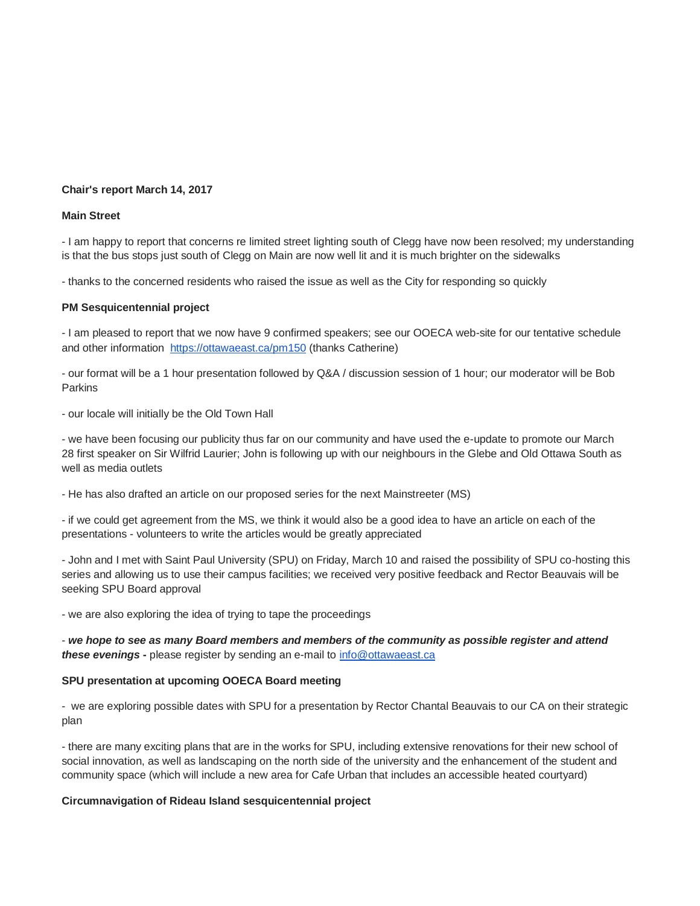**Chair's report March 14, 2017**

**Main Street**

- I am happy to report that concerns re limited street lighting south of Clegg have now been resolved; my understanding is that the bus stops just south of Clegg on Main are now well lit and it is much brighter on the sidewalks

- thanks to the concerned residents who raised the issue as well as the City for responding so quickly

**PM Sesquicentennial project**

- I am pleased to report that we now have 9 confirmed speakers; see our OOECA web-site for our tentative schedule and other information [https://ottawaeast.ca/pm150](https://ottawaeast.ca/pm150) (thanks Catherine)

- our format will be a 1 hour presentation followed by Q&A / discussion session of 1 hour; our moderator will be Bob Parkins

- our locale will initially be the Old Town Hall

- we have been focusing our publicity thus far on our community and have used the e-update to promote our March 28 first speaker on Sir Wilfrid Laurier; John is following up with our neighbours in the Glebe and Old Ottawa South as well as media outlets

- He has also drafted an article on our proposed series for the next Mainstreeter (MS)

- if we could get agreement from the MS, we think it would also be a good idea to have an article on each of the presentations - volunteers to write the articles would be greatly appreciated

- John and I met with Saint Paul University (SPU) on Friday, March 10 and raised the possibility of SPU co-hosting this series and allowing us to use their campus facilities; we received very positive feedback and Rector Beauvais will be seeking SPU Board approval

- we are also exploring the idea of trying to tape the proceedings

- ***we hope to see as many Board members and members of the community as possible register and attend these evenings -*** please register by sending an e-mail to [info@ottawaeast.ca](mailto:info@ottawaeast.ca)

**SPU presentation at upcoming OOECA Board meeting**

- we are exploring possible dates with SPU for a presentation by Rector Chantal Beauvais to our CA on their strategic plan

- there are many exciting plans that are in the works for SPU, including extensive renovations for their new school of social innovation, as well as landscaping on the north side of the university and the enhancement of the student and community space (which will include a new area for Cafe Urban that includes an accessible heated courtyard)

**Circumnavigation of Rideau Island sesquicentennial project**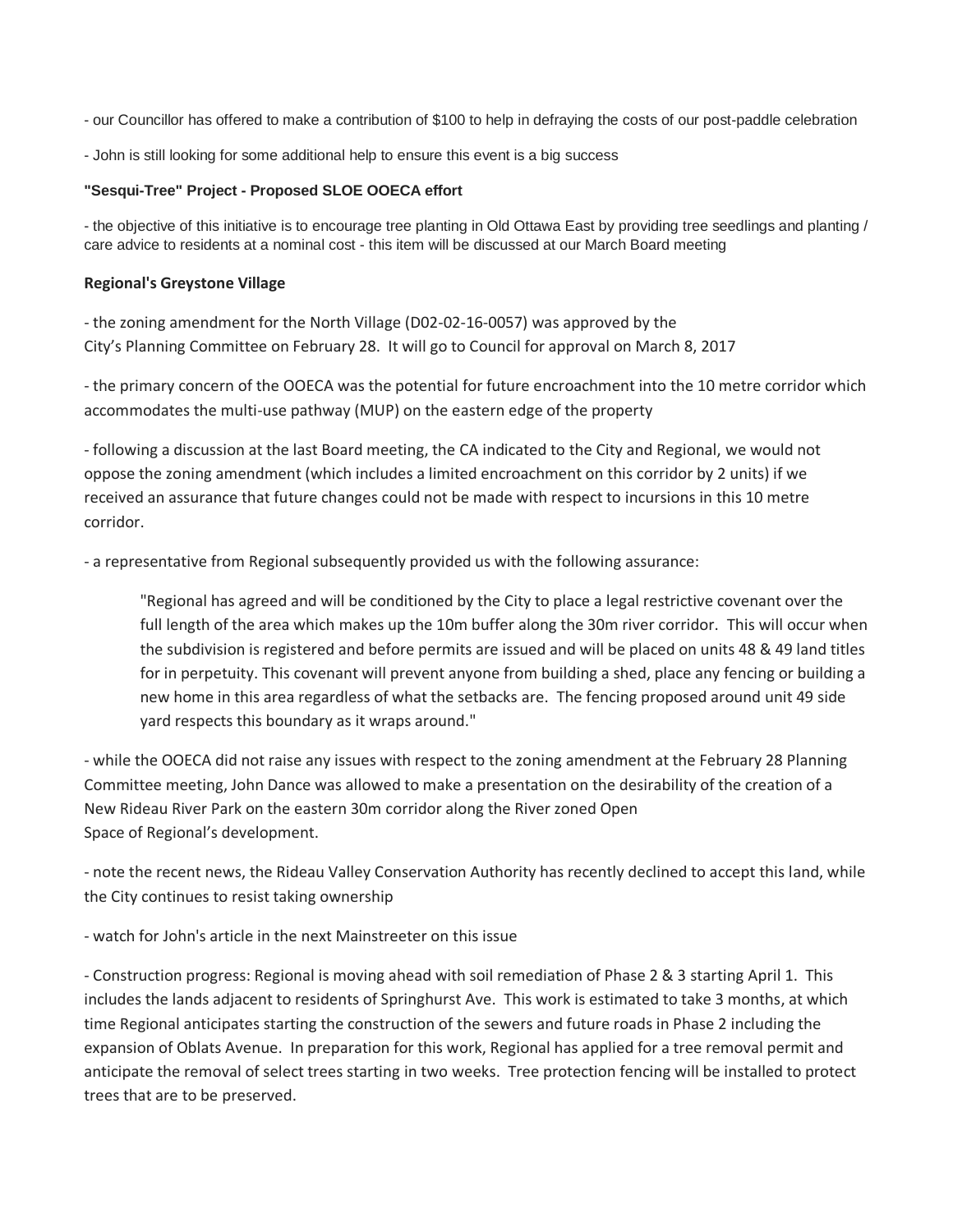- our Councillor has offered to make a contribution of $100 to help in defraying the costs of our post-paddle celebration

- John is still looking for some additional help to ensure this event is a big success

**"Sesqui-Tree" Project - Proposed SLOE OOECA effort**

- the objective of this initiative is to encourage tree planting in Old Ottawa East by providing tree seedlings and planting / care advice to residents at a nominal cost - this item will be discussed at our March Board meeting

**Regional's Greystone Village**

- the zoning amendment for the North Village (D02-02-16-0057) was approved by the City's Planning Committee on February 28. It will go to Council for approval on March 8, 2017

- the primary concern of the OOECA was the potential for future encroachment into the 10 metre corridor which accommodates the multi-use pathway (MUP) on the eastern edge of the property

- following a discussion at the last Board meeting, the CA indicated to the City and Regional, we would not oppose the zoning amendment (which includes a limited encroachment on this corridor by 2 units) if we received an assurance that future changes could not be made with respect to incursions in this 10 metre corridor.

- a representative from Regional subsequently provided us with the following assurance:

> "Regional has agreed and will be conditioned by the City to place a legal restrictive covenant over the full length of the area which makes up the 10m buffer along the 30m river corridor. This will occur when the subdivision is registered and before permits are issued and will be placed on units 48 & 49 land titles for in perpetuity. This covenant will prevent anyone from building a shed, place any fencing or building a new home in this area regardless of what the setbacks are. The fencing proposed around unit 49 side yard respects this boundary as it wraps around."

- while the OOECA did not raise any issues with respect to the zoning amendment at the February 28 Planning Committee meeting, John Dance was allowed to make a presentation on the desirability of the creation of a New Rideau River Park on the eastern 30m corridor along the River zoned Open Space of Regional's development.

- note the recent news, the Rideau Valley Conservation Authority has recently declined to accept this land, while the City continues to resist taking ownership

- watch for John's article in the next Mainstreeter on this issue

- Construction progress: Regional is moving ahead with soil remediation of Phase 2 & 3 starting April 1. This includes the lands adjacent to residents of Springhurst Ave. This work is estimated to take 3 months, at which time Regional anticipates starting the construction of the sewers and future roads in Phase 2 including the expansion of Oblats Avenue. In preparation for this work, Regional has applied for a tree removal permit and anticipate the removal of select trees starting in two weeks. Tree protection fencing will be installed to protect trees that are to be preserved.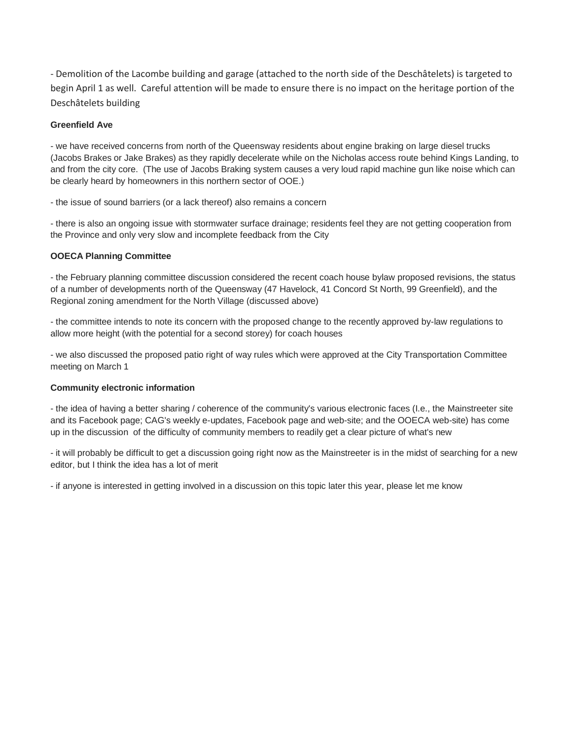- Demolition of the Lacombe building and garage (attached to the north side of the Deschâtelets) is targeted to begin April 1 as well. Careful attention will be made to ensure there is no impact on the heritage portion of the Deschâtelets building

**Greenfield Ave**

- we have received concerns from north of the Queensway residents about engine braking on large diesel trucks (Jacobs Brakes or Jake Brakes) as they rapidly decelerate while on the Nicholas access route behind Kings Landing, to and from the city core. (The use of Jacobs Braking system causes a very loud rapid machine gun like noise which can be clearly heard by homeowners in this northern sector of OOE.)

- the issue of sound barriers (or a lack thereof) also remains a concern

- there is also an ongoing issue with stormwater surface drainage; residents feel they are not getting cooperation from the Province and only very slow and incomplete feedback from the City

**OOECA Planning Committee**

- the February planning committee discussion considered the recent coach house bylaw proposed revisions, the status of a number of developments north of the Queensway (47 Havelock, 41 Concord St North, 99 Greenfield), and the Regional zoning amendment for the North Village (discussed above)

- the committee intends to note its concern with the proposed change to the recently approved by-law regulations to allow more height (with the potential for a second storey) for coach houses

- we also discussed the proposed patio right of way rules which were approved at the City Transportation Committee meeting on March 1

**Community electronic information**

- the idea of having a better sharing / coherence of the community's various electronic faces (I.e., the Mainstreeter site and its Facebook page; CAG's weekly e-updates, Facebook page and web-site; and the OOECA web-site) has come up in the discussion of the difficulty of community members to readily get a clear picture of what's new

- it will probably be difficult to get a discussion going right now as the Mainstreeter is in the midst of searching for a new editor, but I think the idea has a lot of merit

- if anyone is interested in getting involved in a discussion on this topic later this year, please let me know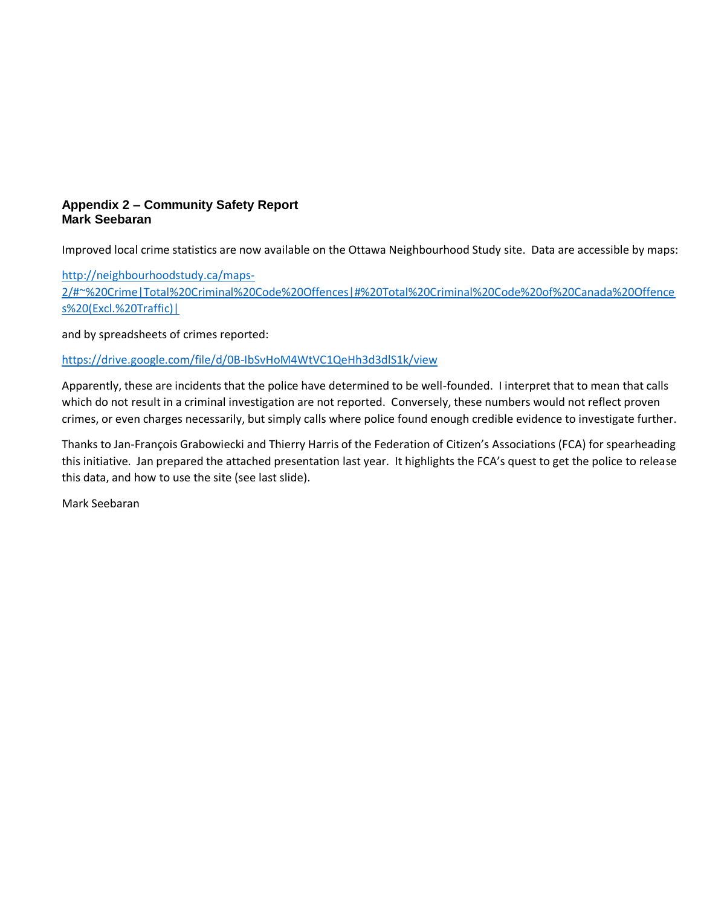## Appendix 2 – Community Safety Report
## Mark Seebaran

Improved local crime statistics are now available on the Ottawa Neighbourhood Study site. Data are accessible by maps:

[http://neighbourhoodstudy.ca/maps-2/#~%20Crime|Total%20Criminal%20Code%20Offences|#%20Total%20Criminal%20Code%20of%20Canada%20Offences%20(Excl.%20Traffic)|](http://neighbourhoodstudy.ca/maps-2/#~%20Crime|Total%20Criminal%20Code%20Offences|#%20Total%20Criminal%20Code%20of%20Canada%20Offences%20(Excl.%20Traffic)|)

and by spreadsheets of crimes reported:

<https://drive.google.com/file/d/0B-IbSvHoM4WtVC1QeHh3d3dlS1k/view>

Apparently, these are incidents that the police have determined to be well-founded. I interpret that to mean that calls which do not result in a criminal investigation are not reported. Conversely, these numbers would not reflect proven crimes, or even charges necessarily, but simply calls where police found enough credible evidence to investigate further.

Thanks to Jan-François Grabowiecki and Thierry Harris of the Federation of Citizen's Associations (FCA) for spearheading this initiative. Jan prepared the attached presentation last year. It highlights the FCA's quest to get the police to release this data, and how to use the site (see last slide).

Mark Seebaran